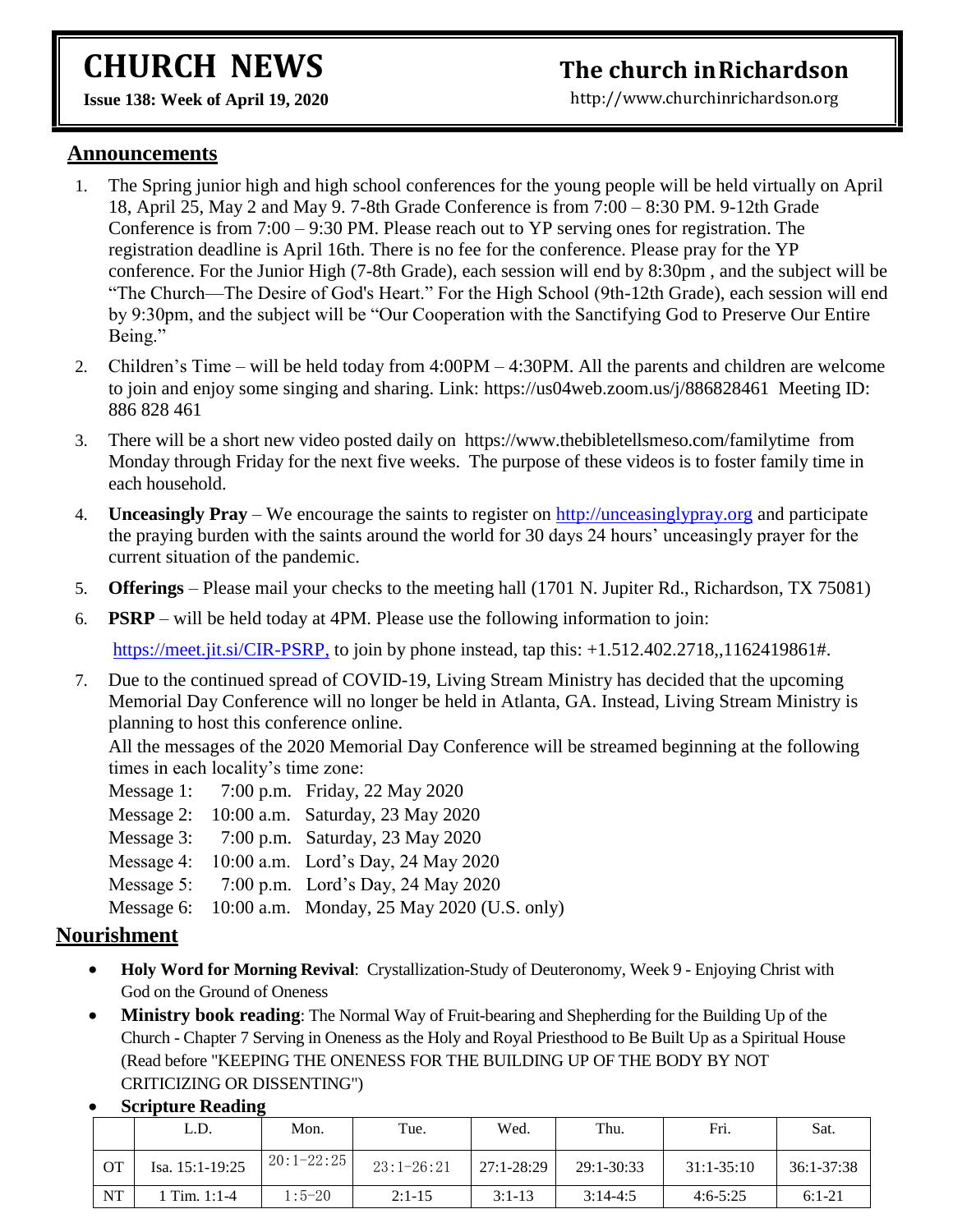# CHURCH NEWS

**Issue 138: Week of April 19, 2020**

# The church in Richardson

http://www.churchinrichardson.org

## Announcements

1. The Spring junior high and high school conferences for the young people will be held virtually on April 18, April 25, May 2 and May 9. 7-8th Grade Conference is from 7:00 – 8:30 PM. 9-12th Grade Conference is from 7:00 – 9:30 PM. Please reach out to YP serving ones for registration. The registration deadline is April 16th. There is no fee for the conference. Please pray for the YP conference. For the Junior High (7-8th Grade), each session will end by 8:30pm , and the subject will be "The Church—The Desire of God's Heart." For the High School (9th-12th Grade), each session will end by 9:30pm, and the subject will be "Our Cooperation with the Sanctifying God to Preserve Our Entire Being."
2. Children's Time – will be held today from 4:00PM – 4:30PM. All the parents and children are welcome to join and enjoy some singing and sharing. Link: https://us04web.zoom.us/j/886828461 Meeting ID: 886 828 461
3. There will be a short new video posted daily on https://www.thebibletellsmeso.com/familytime from Monday through Friday for the next five weeks. The purpose of these videos is to foster family time in each household.
4. **Unceasingly Pray** – We encourage the saints to register on http://unceasinglypray.org and participate the praying burden with the saints around the world for 30 days 24 hours' unceasingly prayer for the current situation of the pandemic.
5. **Offerings** – Please mail your checks to the meeting hall (1701 N. Jupiter Rd., Richardson, TX 75081)
6. **PSRP** – will be held today at 4PM. Please use the following information to join:

   https://meet.jit.si/CIR-PSRP, to join by phone instead, tap this: +1.512.402.2718,,1162419861#.
7. Due to the continued spread of COVID-19, Living Stream Ministry has decided that the upcoming Memorial Day Conference will no longer be held in Atlanta, GA. Instead, Living Stream Ministry is planning to host this conference online.

   All the messages of the 2020 Memorial Day Conference will be streamed beginning at the following times in each locality's time zone:

   Message 1: 7:00 p.m. Friday, 22 May 2020
   Message 2: 10:00 a.m. Saturday, 23 May 2020
   Message 3: 7:00 p.m. Saturday, 23 May 2020
   Message 4: 10:00 a.m. Lord's Day, 24 May 2020
   Message 5: 7:00 p.m. Lord's Day, 24 May 2020
   Message 6: 10:00 a.m. Monday, 25 May 2020 (U.S. only)

## Nourishment

- **Holy Word for Morning Revival**: Crystallization-Study of Deuteronomy, Week 9 - Enjoying Christ with God on the Ground of Oneness
- **Ministry book reading**: The Normal Way of Fruit-bearing and Shepherding for the Building Up of the Church - Chapter 7 Serving in Oneness as the Holy and Royal Priesthood to Be Built Up as a Spiritual House (Read before "KEEPING THE ONENESS FOR THE BUILDING UP OF THE BODY BY NOT CRITICIZING OR DISSENTING")
- **Scripture Reading**

| | L.D. | Mon. | Tue. | Wed. | Thu. | Fri. | Sat. |
|---|---|---|---|---|---|---|---|
| OT | Isa. 15:1-19:25 | 20:1-22:25 | 23:1-26:21 | 27:1-28:29 | 29:1-30:33 | 31:1-35:10 | 36:1-37:38 |
| NT | 1 Tim. 1:1-4 | 1:5-20 | 2:1-15 | 3:1-13 | 3:14-4:5 | 4:6-5:25 | 6:1-21 |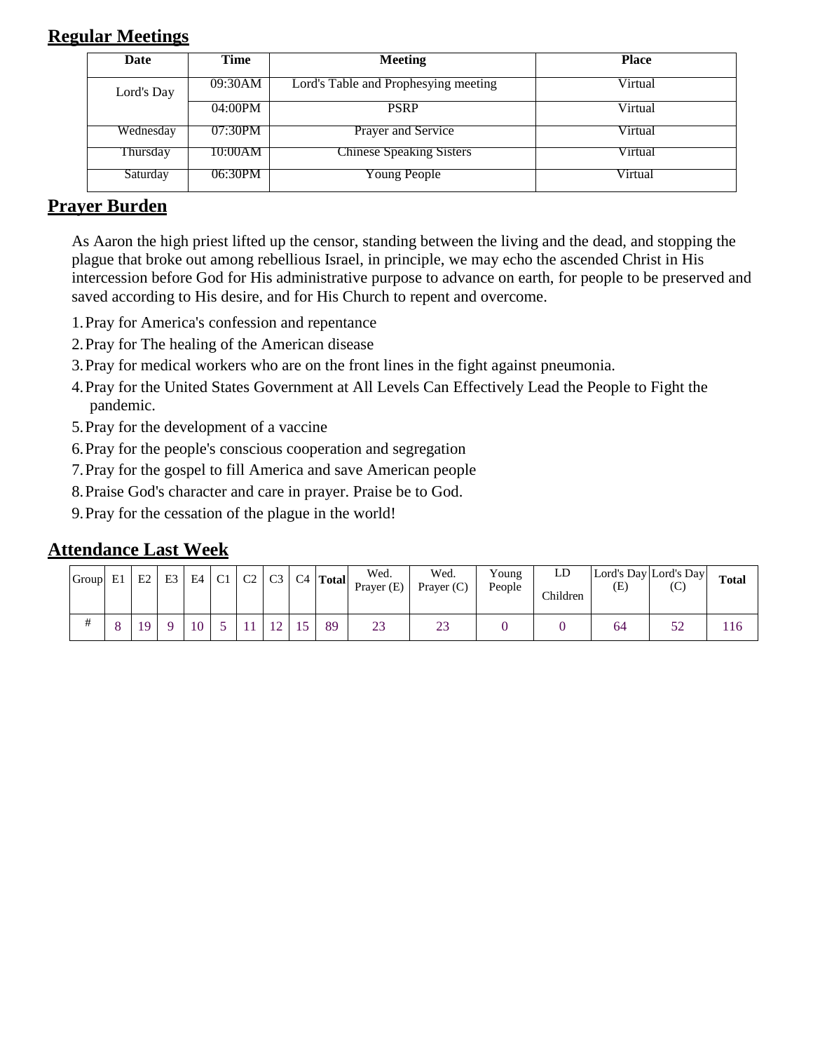## Regular Meetings

| Date | Time | Meeting | Place |
|---|---|---|---|
| Lord's Day | 09:30AM | Lord's Table and Prophesying meeting | Virtual |
| | 04:00PM | PSRP | Virtual |
| Wednesday | 07:30PM | Prayer and Service | Virtual |
| Thursday | 10:00AM | Chinese Speaking Sisters | Virtual |
| Saturday | 06:30PM | Young People | Virtual |

## Prayer Burden

As Aaron the high priest lifted up the censor, standing between the living and the dead, and stopping the plague that broke out among rebellious Israel, in principle, we may echo the ascended Christ in His intercession before God for His administrative purpose to advance on earth, for people to be preserved and saved according to His desire, and for His Church to repent and overcome.

1. Pray for America's confession and repentance
2. Pray for The healing of the American disease
3. Pray for medical workers who are on the front lines in the fight against pneumonia.
4. Pray for the United States Government at All Levels Can Effectively Lead the People to Fight the pandemic.
5. Pray for the development of a vaccine
6. Pray for the people's conscious cooperation and segregation
7. Pray for the gospel to fill America and save American people
8. Praise God's character and care in prayer. Praise be to God.
9. Pray for the cessation of the plague in the world!

## Attendance Last Week

| Group | E1 | E2 | E3 | E4 | C1 | C2 | C3 | C4 | **Total** | Wed. Prayer (E) | Wed. Prayer (C) | Young People | LD Children | Lord's Day (E) | Lord's Day (C) | **Total** |
|---|---|---|---|---|---|---|---|---|---|---|---|---|---|---|---|---|
| # | 8 | 19 | 9 | 10 | 5 | 11 | 12 | 15 | 89 | 23 | 23 | 0 | 0 | 64 | 52 | 116 |